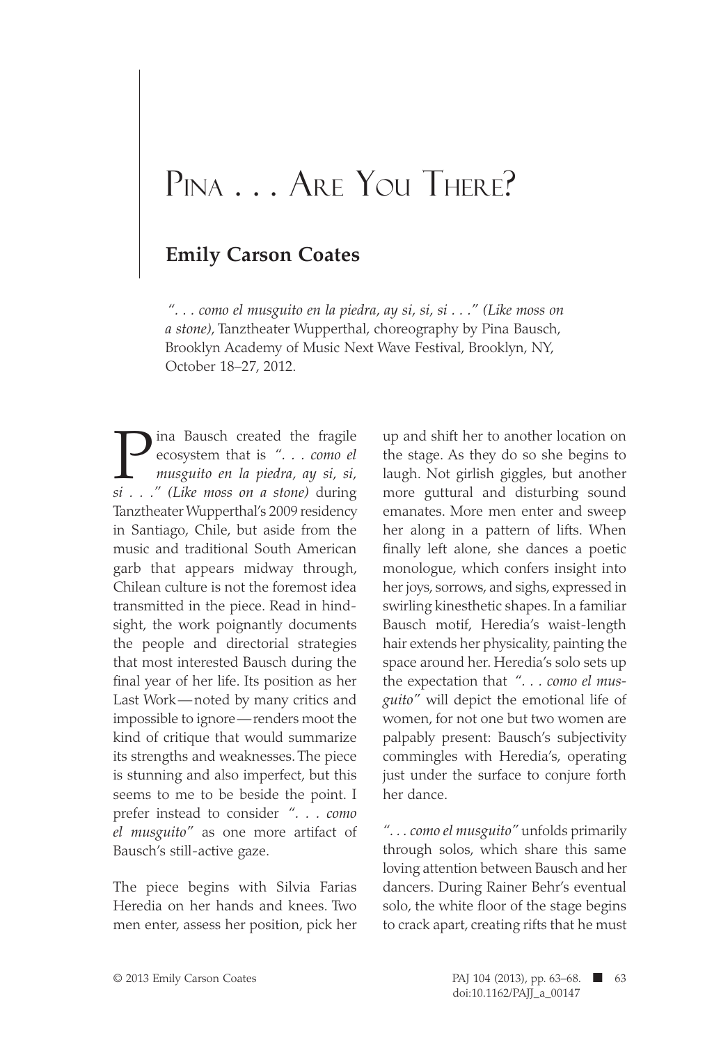# Pina . . . Are You There?

## Emily Carson Coates

*". . . como el musguito en la piedra, ay si, si, si . . ." (Like moss on a stone)*, Tanztheater Wupperthal, choreography by Pina Bausch, Brooklyn Academy of Music Next Wave Festival, Brooklyn, NY, October 18–27, 2012.

Pina Bausch created the fragile ecosystem that is *". . . como el musguito en la piedra, ay si, si, si . . ." (Like moss on a stone)* during Tanztheater Wupperthal's 2009 residency in Santiago, Chile, but aside from the music and traditional South American garb that appears midway through, Chilean culture is not the foremost idea transmitted in the piece. Read in hindsight, the work poignantly documents the people and directorial strategies that most interested Bausch during the final year of her life. Its position as her Last Work—noted by many critics and impossible to ignore—renders moot the kind of critique that would summarize its strengths and weaknesses. The piece is stunning and also imperfect, but this seems to me to be beside the point. I prefer instead to consider *". . . como el musguito"* as one more artifact of Bausch's still-active gaze.

The piece begins with Silvia Farias Heredia on her hands and knees. Two men enter, assess her position, pick her up and shift her to another location on the stage. As they do so she begins to laugh. Not girlish giggles, but another more guttural and disturbing sound emanates. More men enter and sweep her along in a pattern of lifts. When finally left alone, she dances a poetic monologue, which confers insight into her joys, sorrows, and sighs, expressed in swirling kinesthetic shapes. In a familiar Bausch motif, Heredia's waist-length hair extends her physicality, painting the space around her. Heredia's solo sets up the expectation that *". . . como el musguito"* will depict the emotional life of women, for not one but two women are palpably present: Bausch's subjectivity commingles with Heredia's, operating just under the surface to conjure forth her dance.

*". . . como el musguito"* unfolds primarily through solos, which share this same loving attention between Bausch and her dancers. During Rainer Behr's eventual solo, the white floor of the stage begins to crack apart, creating rifts that he must

© 2013 Emily Carson Coates

doi:10.1162/PAJJ_a_00147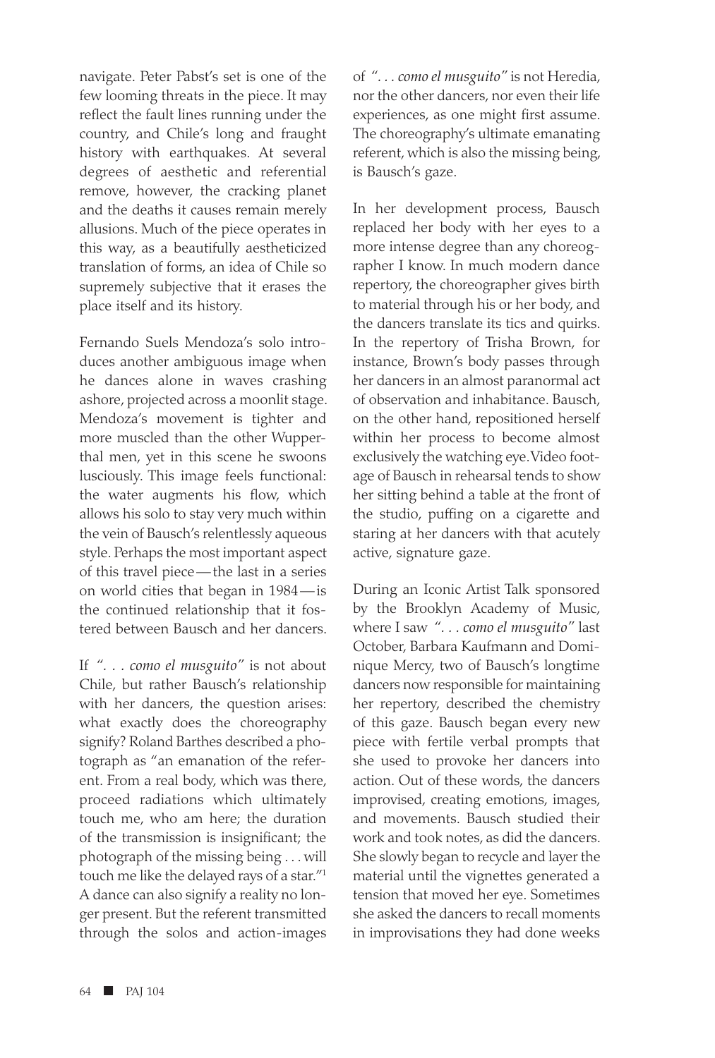navigate. Peter Pabst's set is one of the few looming threats in the piece. It may reflect the fault lines running under the country, and Chile's long and fraught history with earthquakes. At several degrees of aesthetic and referential remove, however, the cracking planet and the deaths it causes remain merely allusions. Much of the piece operates in this way, as a beautifully aestheticized translation of forms, an idea of Chile so supremely subjective that it erases the place itself and its history.

Fernando Suels Mendoza's solo introduces another ambiguous image when he dances alone in waves crashing ashore, projected across a moonlit stage. Mendoza's movement is tighter and more muscled than the other Wuppertal men, yet in this scene he swoons lusciously. This image feels functional: the water augments his flow, which allows his solo to stay very much within the vein of Bausch's relentlessly aqueous style. Perhaps the most important aspect of this travel piece—the last in a series on world cities that began in 1984—is the continued relationship that it fostered between Bausch and her dancers.

If *". . . como el musguito"* is not about Chile, but rather Bausch's relationship with her dancers, the question arises: what exactly does the choreography signify? Roland Barthes described a photograph as "an emanation of the referent. From a real body, which was there, proceed radiations which ultimately touch me, who am here; the duration of the transmission is insignificant; the photograph of the missing being . . . will touch me like the delayed rays of a star."[1] A dance can also signify a reality no longer present. But the referent transmitted through the solos and action-images of *". . . como el musguito"* is not Heredia, nor the other dancers, nor even their life experiences, as one might first assume. The choreography's ultimate emanating referent, which is also the missing being, is Bausch's gaze.

In her development process, Bausch replaced her body with her eyes to a more intense degree than any choreographer I know. In much modern dance repertory, the choreographer gives birth to material through his or her body, and the dancers translate its tics and quirks. In the repertory of Trisha Brown, for instance, Brown's body passes through her dancers in an almost paranormal act of observation and inhabitance. Bausch, on the other hand, repositioned herself within her process to become almost exclusively the watching eye. Video footage of Bausch in rehearsal tends to show her sitting behind a table at the front of the studio, puffing on a cigarette and staring at her dancers with that acutely active, signature gaze.

During an Iconic Artist Talk sponsored by the Brooklyn Academy of Music, where I saw *". . . como el musguito"* last October, Barbara Kaufmann and Dominique Mercy, two of Bausch's longtime dancers now responsible for maintaining her repertory, described the chemistry of this gaze. Bausch began every new piece with fertile verbal prompts that she used to provoke her dancers into action. Out of these words, the dancers improvised, creating emotions, images, and movements. Bausch studied their work and took notes, as did the dancers. She slowly began to recycle and layer the material until the vignettes generated a tension that moved her eye. Sometimes she asked the dancers to recall moments in improvisations they had done weeks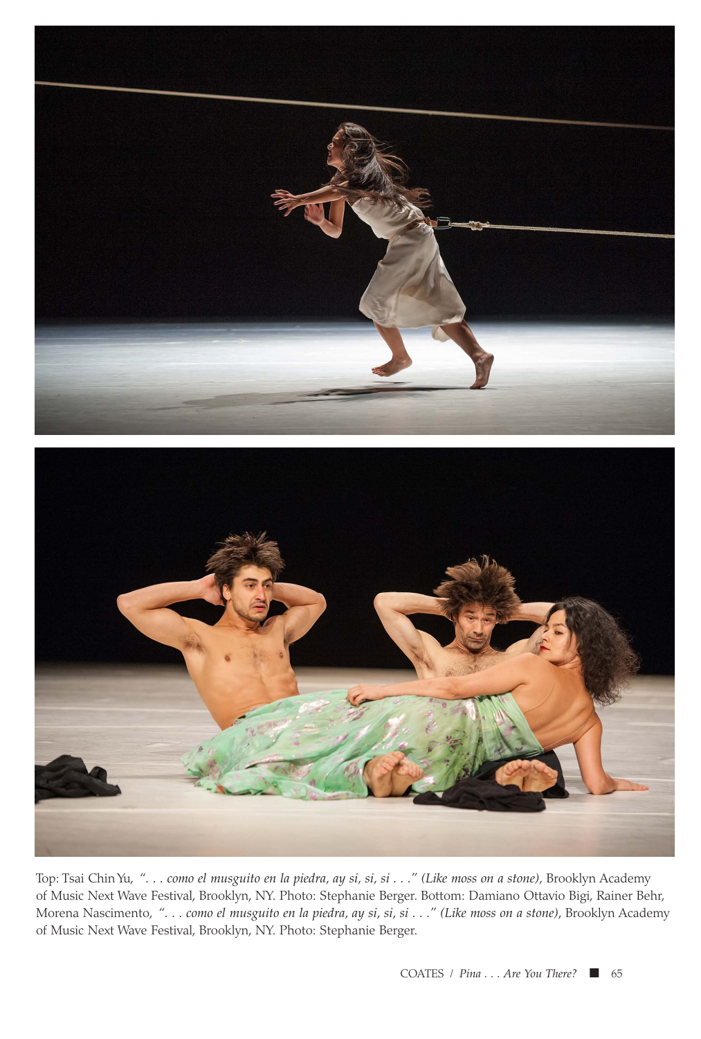Top: Tsai Chin Yu, *". . . como el musguito en la piedra, ay si, si, si . . ." (Like moss on a stone)*, Brooklyn Academy of Music Next Wave Festival, Brooklyn, NY. Photo: Stephanie Berger. Bottom: Damiano Ottavio Bigi, Rainer Behr, Morena Nascimento, *". . . como el musguito en la piedra, ay si, si, si . . ." (Like moss on a stone)*, Brooklyn Academy of Music Next Wave Festival, Brooklyn, NY. Photo: Stephanie Berger.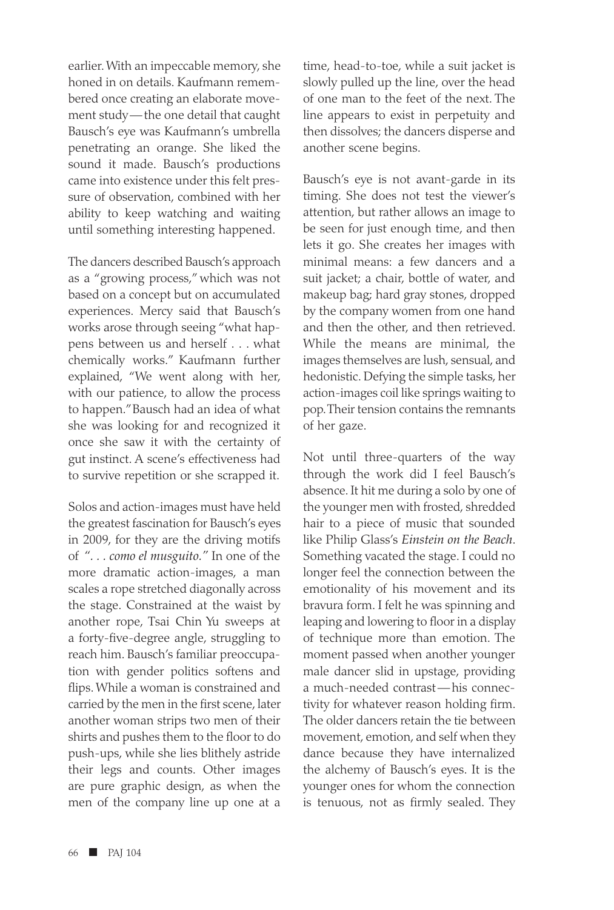earlier. With an impeccable memory, she honed in on details. Kaufmann remembered once creating an elaborate movement study—the one detail that caught Bausch's eye was Kaufmann's umbrella penetrating an orange. She liked the sound it made. Bausch's productions came into existence under this felt pressure of observation, combined with her ability to keep watching and waiting until something interesting happened.

The dancers described Bausch's approach as a "growing process," which was not based on a concept but on accumulated experiences. Mercy said that Bausch's works arose through seeing "what happens between us and herself . . . what chemically works." Kaufmann further explained, "We went along with her, with our patience, to allow the process to happen." Bausch had an idea of what she was looking for and recognized it once she saw it with the certainty of gut instinct. A scene's effectiveness had to survive repetition or she scrapped it.

Solos and action-images must have held the greatest fascination for Bausch's eyes in 2009, for they are the driving motifs of *". . . como el musguito."* In one of the more dramatic action-images, a man scales a rope stretched diagonally across the stage. Constrained at the waist by another rope, Tsai Chin Yu sweeps at a forty-five-degree angle, struggling to reach him. Bausch's familiar preoccupation with gender politics softens and flips. While a woman is constrained and carried by the men in the first scene, later another woman strips two men of their shirts and pushes them to the floor to do push-ups, while she lies blithely astride their legs and counts. Other images are pure graphic design, as when the men of the company line up one at a time, head-to-toe, while a suit jacket is slowly pulled up the line, over the head of one man to the feet of the next. The line appears to exist in perpetuity and then dissolves; the dancers disperse and another scene begins.

Bausch's eye is not avant-garde in its timing. She does not test the viewer's attention, but rather allows an image to be seen for just enough time, and then lets it go. She creates her images with minimal means: a few dancers and a suit jacket; a chair, bottle of water, and makeup bag; hard gray stones, dropped by the company women from one hand and then the other, and then retrieved. While the means are minimal, the images themselves are lush, sensual, and hedonistic. Defying the simple tasks, her action-images coil like springs waiting to pop. Their tension contains the remnants of her gaze.

Not until three-quarters of the way through the work did I feel Bausch's absence. It hit me during a solo by one of the younger men with frosted, shredded hair to a piece of music that sounded like Philip Glass's *Einstein on the Beach*. Something vacated the stage. I could no longer feel the connection between the emotionality of his movement and its bravura form. I felt he was spinning and leaping and lowering to floor in a display of technique more than emotion. The moment passed when another younger male dancer slid in upstage, providing a much-needed contrast—his connectivity for whatever reason holding firm. The older dancers retain the tie between movement, emotion, and self when they dance because they have internalized the alchemy of Bausch's eyes. It is the younger ones for whom the connection is tenuous, not as firmly sealed. They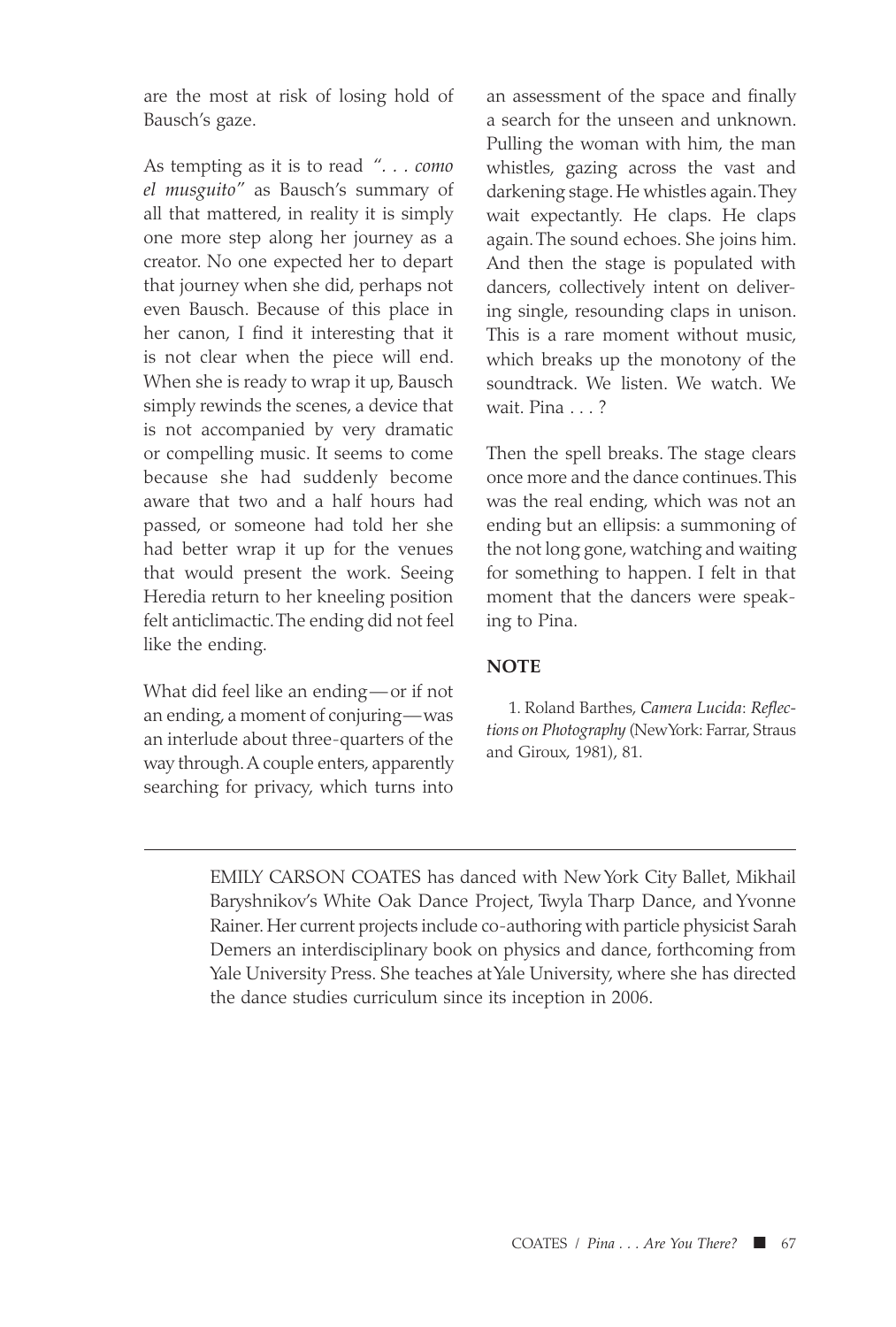are the most at risk of losing hold of Bausch's gaze.

As tempting as it is to read *". . . como el musguito"* as Bausch's summary of all that mattered, in reality it is simply one more step along her journey as a creator. No one expected her to depart that journey when she did, perhaps not even Bausch. Because of this place in her canon, I find it interesting that it is not clear when the piece will end. When she is ready to wrap it up, Bausch simply rewinds the scenes, a device that is not accompanied by very dramatic or compelling music. It seems to come because she had suddenly become aware that two and a half hours had passed, or someone had told her she had better wrap it up for the venues that would present the work. Seeing Heredia return to her kneeling position felt anticlimactic. The ending did not feel like the ending.

What did feel like an ending—or if not an ending, a moment of conjuring—was an interlude about three-quarters of the way through. A couple enters, apparently searching for privacy, which turns into an assessment of the space and finally a search for the unseen and unknown. Pulling the woman with him, the man whistles, gazing across the vast and darkening stage. He whistles again. They wait expectantly. He claps. He claps again. The sound echoes. She joins him. And then the stage is populated with dancers, collectively intent on delivering single, resounding claps in unison. This is a rare moment without music, which breaks up the monotony of the soundtrack. We listen. We watch. We wait. Pina . . . ?

Then the spell breaks. The stage clears once more and the dance continues. This was the real ending, which was not an ending but an ellipsis: a summoning of the not long gone, watching and waiting for something to happen. I felt in that moment that the dancers were speaking to Pina.

## NOTE

1. Roland Barthes, *Camera Lucida: Reflections on Photography* (New York: Farrar, Straus and Giroux, 1981), 81.

---

EMILY CARSON COATES has danced with New York City Ballet, Mikhail Baryshnikov's White Oak Dance Project, Twyla Tharp Dance, and Yvonne Rainer. Her current projects include co-authoring with particle physicist Sarah Demers an interdisciplinary book on physics and dance, forthcoming from Yale University Press. She teaches at Yale University, where she has directed the dance studies curriculum since its inception in 2006.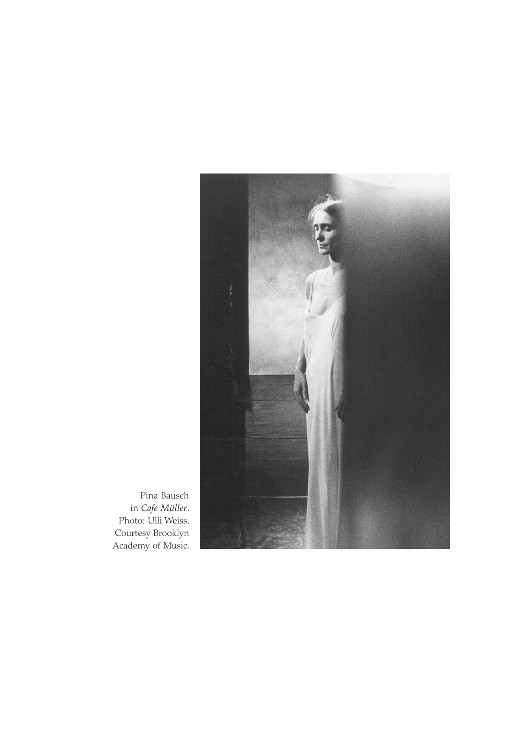Pina Bausch
in *Cafe Müller*.
Photo: Ulli Weiss.
Courtesy Brooklyn
Academy of Music.